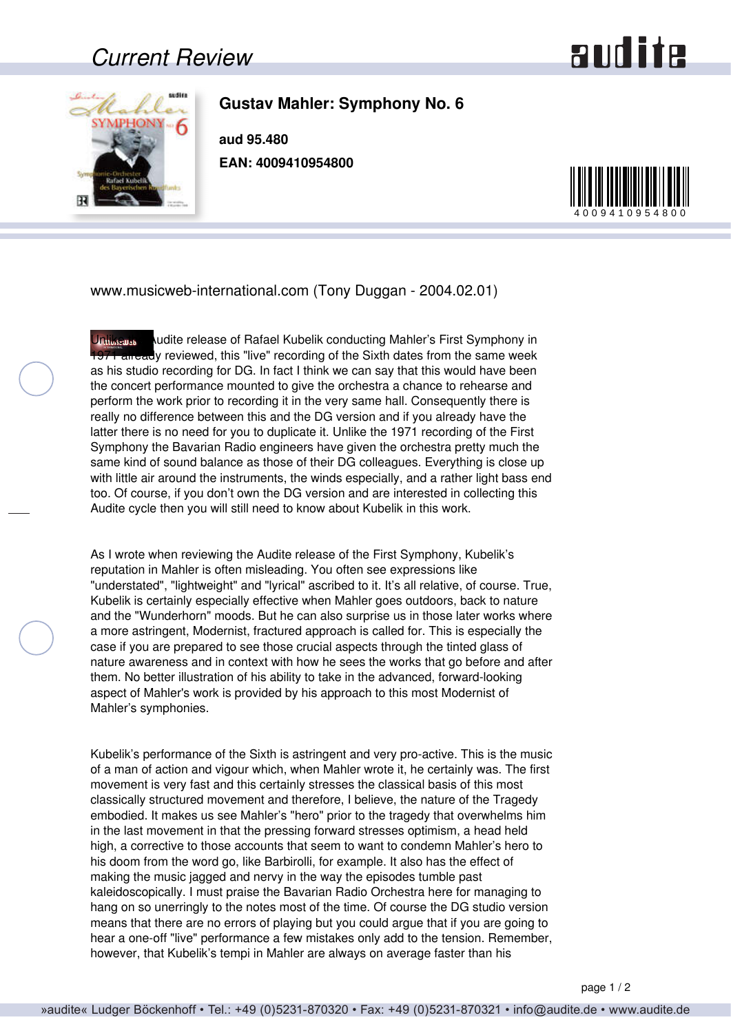## Current Review

### Gustav Mahler: Symphony No. 6

**aud 95.480**

**EAN: 4009410954800**

www.musicweb-international.com (Tony Duggan - 2004.02.01)

Unlike the Audite release of Rafael Kubelik conducting Mahler's First Symphony in 1971 already reviewed, this "live" recording of the Sixth dates from the same week as his studio recording for DG. In fact I think we can say that this would have been the concert performance mounted to give the orchestra a chance to rehearse and perform the work prior to recording it in the very same hall. Consequently there is really no difference between this and the DG version and if you already have the latter there is no need for you to duplicate it. Unlike the 1971 recording of the First Symphony the Bavarian Radio engineers have given the orchestra pretty much the same kind of sound balance as those of their DG colleagues. Everything is close up with little air around the instruments, the winds especially, and a rather light bass end too. Of course, if you don't own the DG version and are interested in collecting this Audite cycle then you will still need to know about Kubelik in this work.

As I wrote when reviewing the Audite release of the First Symphony, Kubelik's reputation in Mahler is often misleading. You often see expressions like "understated", "lightweight" and "lyrical" ascribed to it. It's all relative, of course. True, Kubelik is certainly especially effective when Mahler goes outdoors, back to nature and the "Wunderhorn" moods. But he can also surprise us in those later works where a more astringent, Modernist, fractured approach is called for. This is especially the case if you are prepared to see those crucial aspects through the tinted glass of nature awareness and in context with how he sees the works that go before and after them. No better illustration of his ability to take in the advanced, forward-looking aspect of Mahler's work is provided by his approach to this most Modernist of Mahler's symphonies.

Kubelik's performance of the Sixth is astringent and very pro-active. This is the music of a man of action and vigour which, when Mahler wrote it, he certainly was. The first movement is very fast and this certainly stresses the classical basis of this most classically structured movement and therefore, I believe, the nature of the Tragedy embodied. It makes us see Mahler's "hero" prior to the tragedy that overwhelms him in the last movement in that the pressing forward stresses optimism, a head held high, a corrective to those accounts that seem to want to condemn Mahler's hero to his doom from the word go, like Barbirolli, for example. It also has the effect of making the music jagged and nervy in the way the episodes tumble past kaleidoscopically. I must praise the Bavarian Radio Orchestra here for managing to hang on so unerringly to the notes most of the time. Of course the DG studio version means that there are no errors of playing but you could argue that if you are going to hear a one-off "live" performance a few mistakes only add to the tension. Remember, however, that Kubelik's tempi in Mahler are always on average faster than his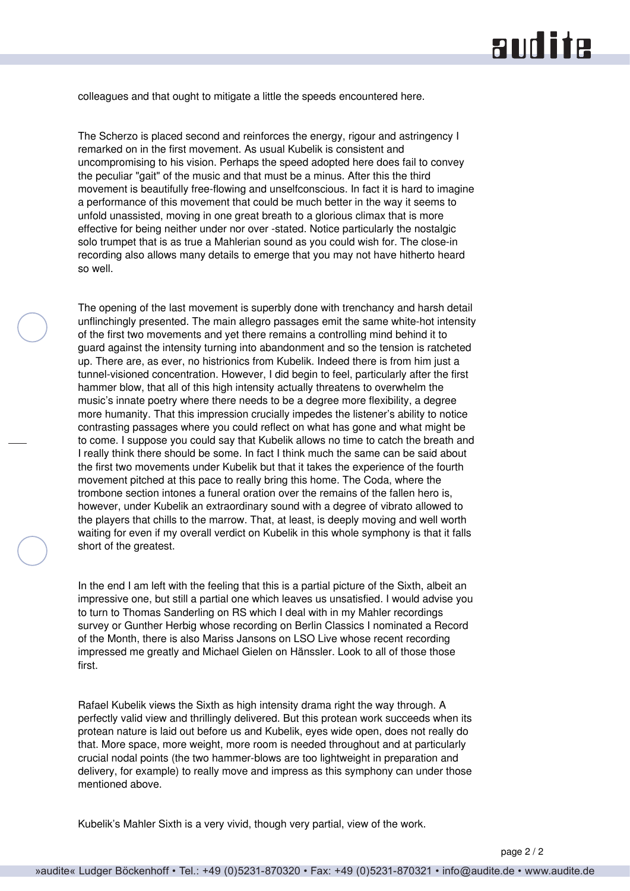colleagues and that ought to mitigate a little the speeds encountered here.

The Scherzo is placed second and reinforces the energy, rigour and astringency I remarked on in the first movement. As usual Kubelik is consistent and uncompromising to his vision. Perhaps the speed adopted here does fail to convey the peculiar "gait" of the music and that must be a minus. After this the third movement is beautifully free-flowing and unselfconscious. In fact it is hard to imagine a performance of this movement that could be much better in the way it seems to unfold unassisted, moving in one great breath to a glorious climax that is more effective for being neither under nor over -stated. Notice particularly the nostalgic solo trumpet that is as true a Mahlerian sound as you could wish for. The close-in recording also allows many details to emerge that you may not have hitherto heard so well.

The opening of the last movement is superbly done with trenchancy and harsh detail unflinchingly presented. The main allegro passages emit the same white-hot intensity of the first two movements and yet there remains a controlling mind behind it to guard against the intensity turning into abandonment and so the tension is ratcheted up. There are, as ever, no histrionics from Kubelik. Indeed there is from him just a tunnel-visioned concentration. However, I did begin to feel, particularly after the first hammer blow, that all of this high intensity actually threatens to overwhelm the music's innate poetry where there needs to be a degree more flexibility, a degree more humanity. That this impression crucially impedes the listener's ability to notice contrasting passages where you could reflect on what has gone and what might be to come. I suppose you could say that Kubelik allows no time to catch the breath and I really think there should be some. In fact I think much the same can be said about the first two movements under Kubelik but that it takes the experience of the fourth movement pitched at this pace to really bring this home. The Coda, where the trombone section intones a funeral oration over the remains of the fallen hero is, however, under Kubelik an extraordinary sound with a degree of vibrato allowed to the players that chills to the marrow. That, at least, is deeply moving and well worth waiting for even if my overall verdict on Kubelik in this whole symphony is that it falls short of the greatest.

In the end I am left with the feeling that this is a partial picture of the Sixth, albeit an impressive one, but still a partial one which leaves us unsatisfied. I would advise you to turn to Thomas Sanderling on RS which I deal with in my Mahler recordings survey or Gunther Herbig whose recording on Berlin Classics I nominated a Record of the Month, there is also Mariss Jansons on LSO Live whose recent recording impressed me greatly and Michael Gielen on Hänssler. Look to all of those those first.

Rafael Kubelik views the Sixth as high intensity drama right the way through. A perfectly valid view and thrillingly delivered. But this protean work succeeds when its protean nature is laid out before us and Kubelik, eyes wide open, does not really do that. More space, more weight, more room is needed throughout and at particularly crucial nodal points (the two hammer-blows are too lightweight in preparation and delivery, for example) to really move and impress as this symphony can under those mentioned above.

Kubelik's Mahler Sixth is a very vivid, though very partial, view of the work.